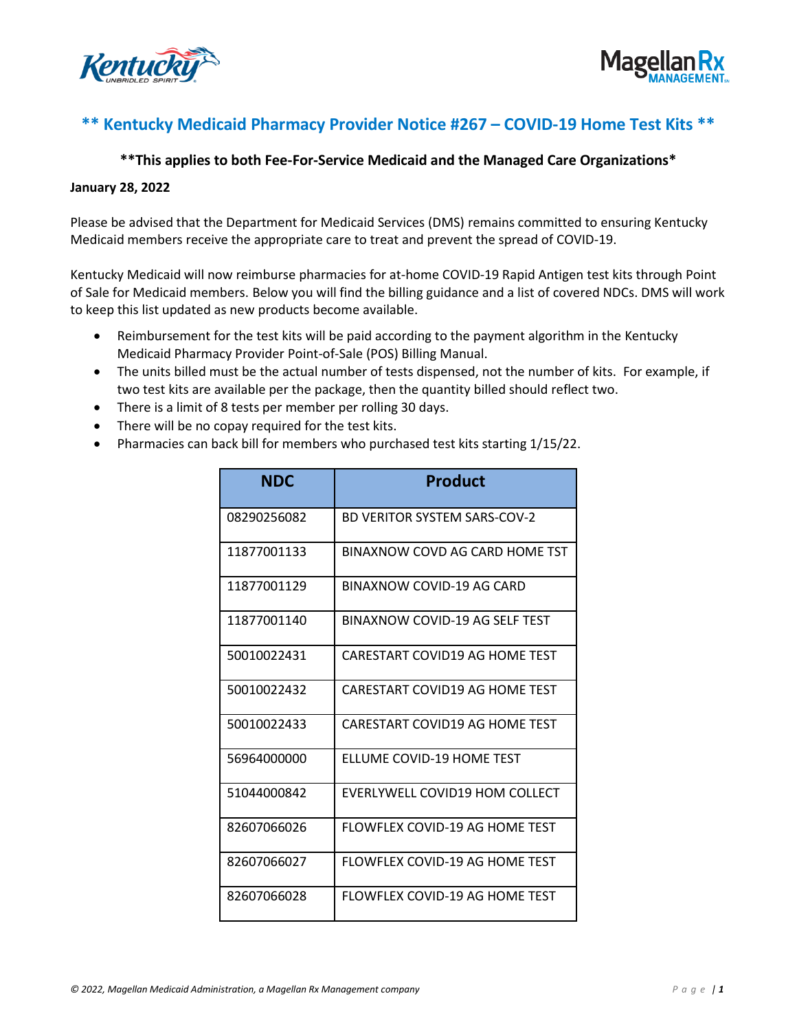## ** Kentucky Medicaid Pharmacy Provider Notice #267 – COVID-19 Home Test Kits **

**\*\*This applies to both Fee-For-Service Medicaid and the Managed Care Organizations\***

**January 28, 2022**

Please be advised that the Department for Medicaid Services (DMS) remains committed to ensuring Kentucky Medicaid members receive the appropriate care to treat and prevent the spread of COVID-19.

Kentucky Medicaid will now reimburse pharmacies for at-home COVID-19 Rapid Antigen test kits through Point of Sale for Medicaid members. Below you will find the billing guidance and a list of covered NDCs. DMS will work to keep this list updated as new products become available.

- Reimbursement for the test kits will be paid according to the payment algorithm in the Kentucky Medicaid Pharmacy Provider Point-of-Sale (POS) Billing Manual.
- The units billed must be the actual number of tests dispensed, not the number of kits. For example, if two test kits are available per the package, then the quantity billed should reflect two.
- There is a limit of 8 tests per member per rolling 30 days.
- There will be no copay required for the test kits.
- Pharmacies can back bill for members who purchased test kits starting 1/15/22.

| NDC | Product |
|---|---|
| 08290256082 | BD VERITOR SYSTEM SARS-COV-2 |
| 11877001133 | BINAXNOW COVD AG CARD HOME TST |
| 11877001129 | BINAXNOW COVID-19 AG CARD |
| 11877001140 | BINAXNOW COVID-19 AG SELF TEST |
| 50010022431 | CARESTART COVID19 AG HOME TEST |
| 50010022432 | CARESTART COVID19 AG HOME TEST |
| 50010022433 | CARESTART COVID19 AG HOME TEST |
| 56964000000 | ELLUME COVID-19 HOME TEST |
| 51044000842 | EVERLYWELL COVID19 HOM COLLECT |
| 82607066026 | FLOWFLEX COVID-19 AG HOME TEST |
| 82607066027 | FLOWFLEX COVID-19 AG HOME TEST |
| 82607066028 | FLOWFLEX COVID-19 AG HOME TEST |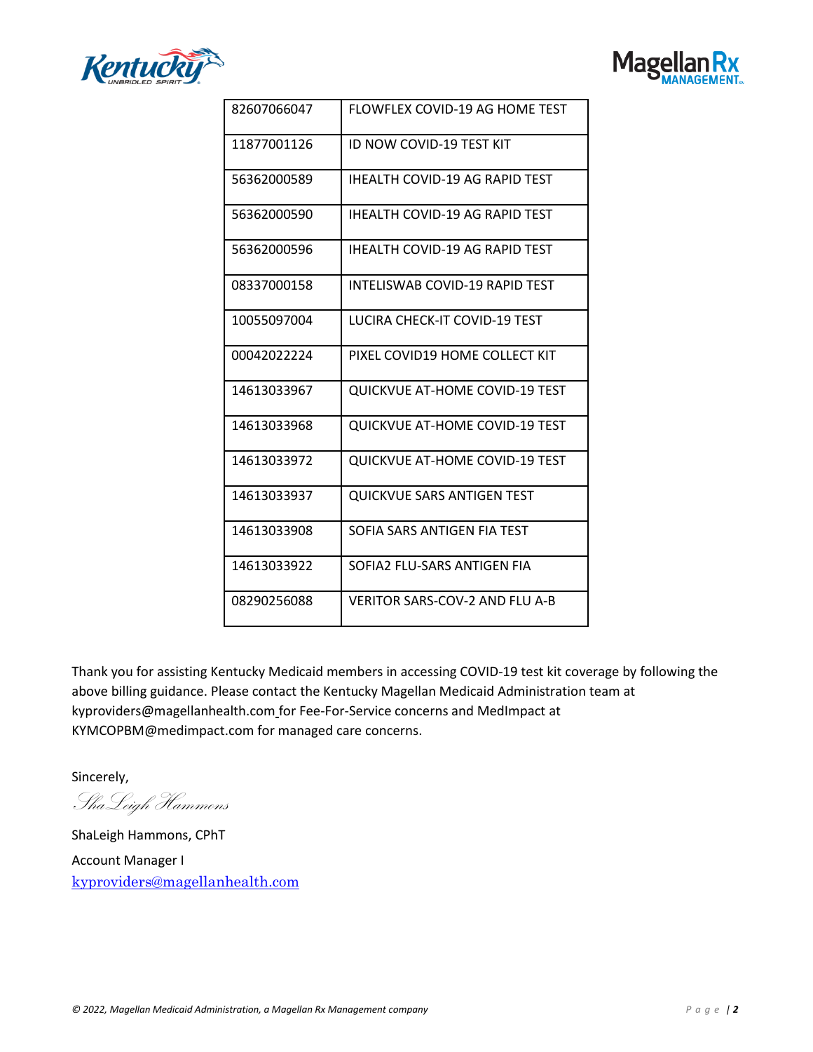| | |
|---|---|
| 82607066047 | FLOWFLEX COVID-19 AG HOME TEST |
| 11877001126 | ID NOW COVID-19 TEST KIT |
| 56362000589 | IHEALTH COVID-19 AG RAPID TEST |
| 56362000590 | IHEALTH COVID-19 AG RAPID TEST |
| 56362000596 | IHEALTH COVID-19 AG RAPID TEST |
| 08337000158 | INTELISWAB COVID-19 RAPID TEST |
| 10055097004 | LUCIRA CHECK-IT COVID-19 TEST |
| 00042022224 | PIXEL COVID19 HOME COLLECT KIT |
| 14613033967 | QUICKVUE AT-HOME COVID-19 TEST |
| 14613033968 | QUICKVUE AT-HOME COVID-19 TEST |
| 14613033972 | QUICKVUE AT-HOME COVID-19 TEST |
| 14613033937 | QUICKVUE SARS ANTIGEN TEST |
| 14613033908 | SOFIA SARS ANTIGEN FIA TEST |
| 14613033922 | SOFIA2 FLU-SARS ANTIGEN FIA |
| 08290256088 | VERITOR SARS-COV-2 AND FLU A-B |

Thank you for assisting Kentucky Medicaid members in accessing COVID-19 test kit coverage by following the above billing guidance. Please contact the Kentucky Magellan Medicaid Administration team at kyproviders@magellanhealth.com for Fee-For-Service concerns and MedImpact at KYMCOPBM@medimpact.com for managed care concerns.

Sincerely,

*ShaLeigh Hammons*

ShaLeigh Hammons, CPhT

Account Manager I

kyproviders@magellanhealth.com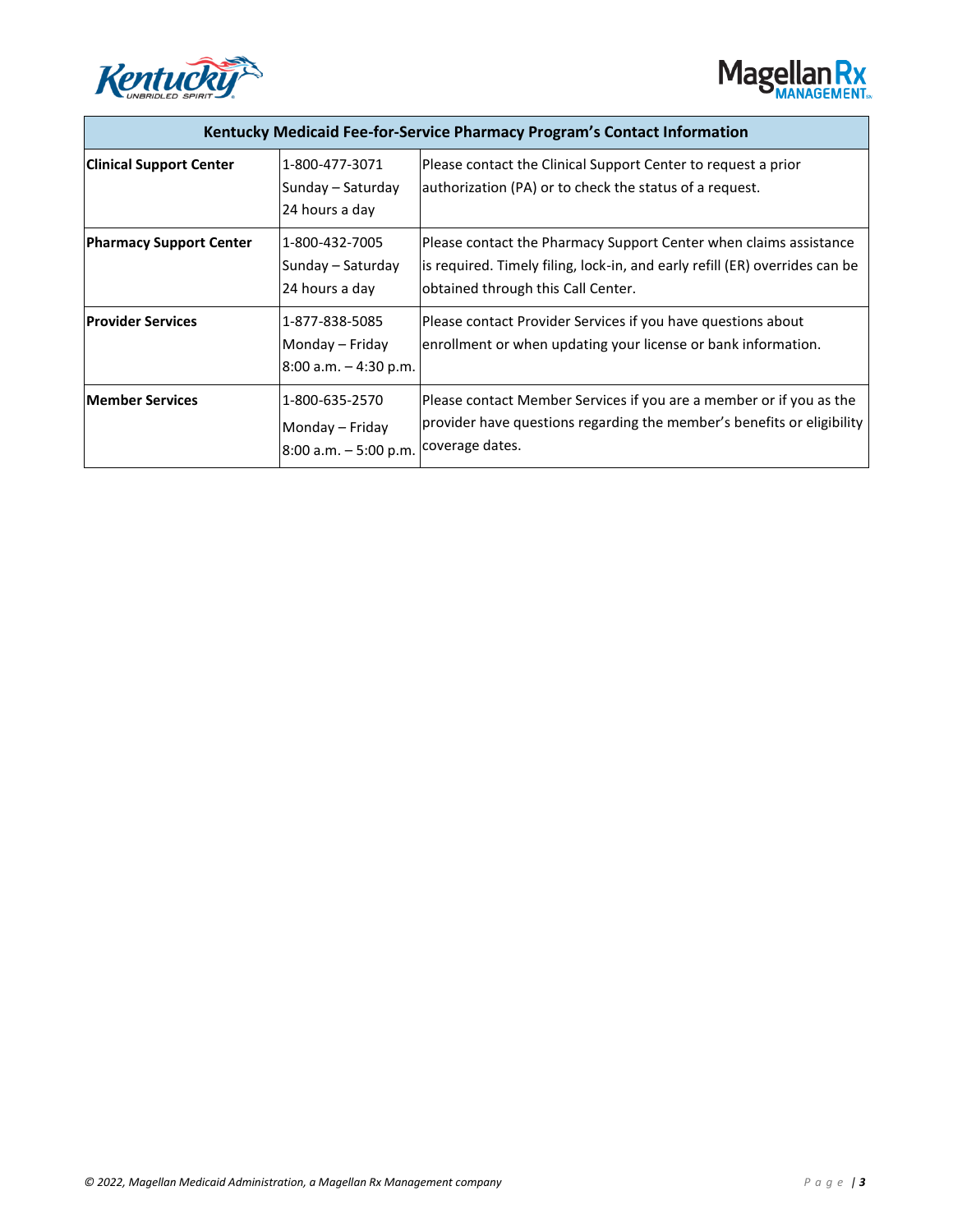| Kentucky Medicaid Fee-for-Service Pharmacy Program's Contact Information | | |
|---|---|---|
| **Clinical Support Center** | 1-800-477-3071<br>Sunday – Saturday<br>24 hours a day | Please contact the Clinical Support Center to request a prior authorization (PA) or to check the status of a request. |
| **Pharmacy Support Center** | 1-800-432-7005<br>Sunday – Saturday<br>24 hours a day | Please contact the Pharmacy Support Center when claims assistance is required. Timely filing, lock-in, and early refill (ER) overrides can be obtained through this Call Center. |
| **Provider Services** | 1-877-838-5085<br>Monday – Friday<br>8:00 a.m. – 4:30 p.m. | Please contact Provider Services if you have questions about enrollment or when updating your license or bank information. |
| **Member Services** | 1-800-635-2570<br>Monday – Friday<br>8:00 a.m. – 5:00 p.m. | Please contact Member Services if you are a member or if you as the provider have questions regarding the member's benefits or eligibility coverage dates. |

*© 2022, Magellan Medicaid Administration, a Magellan Rx Management company*